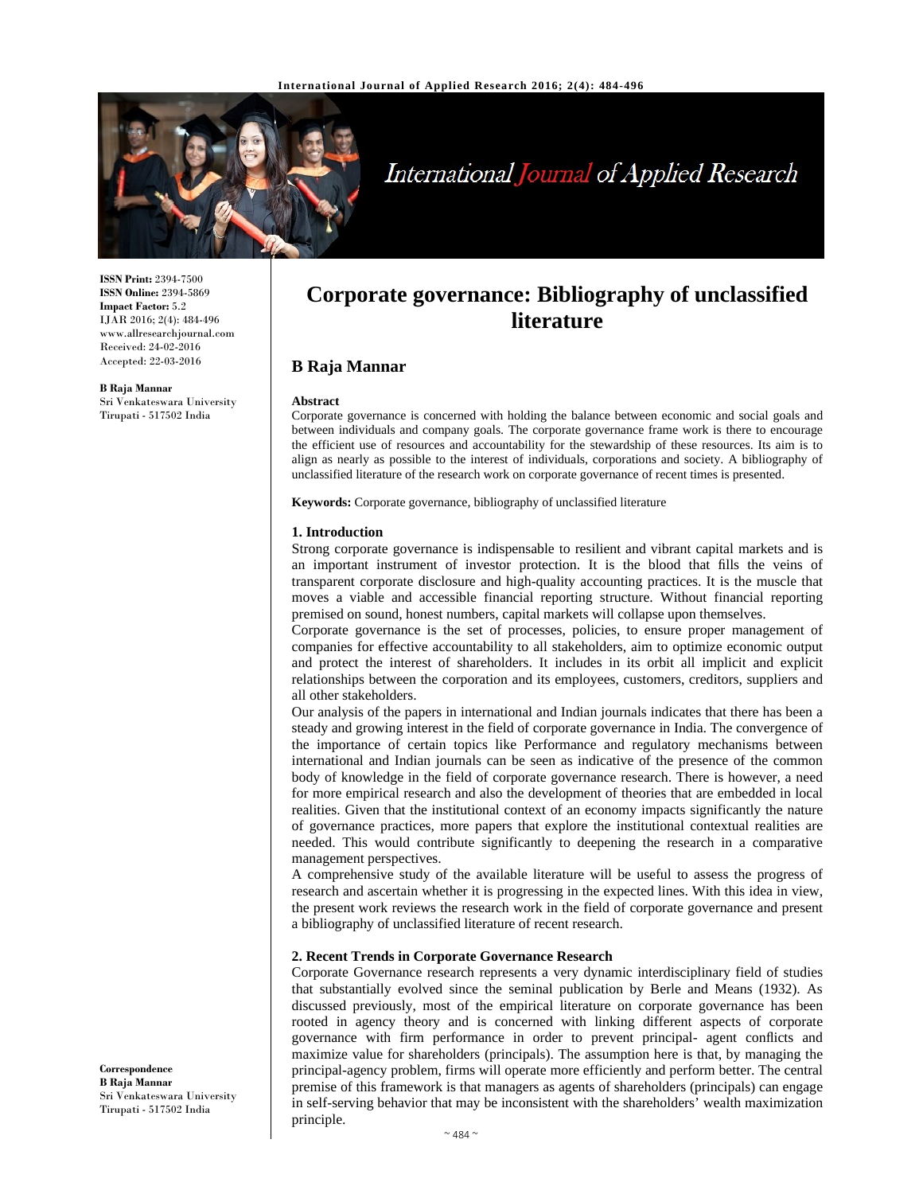ISSN Print: 2394-7500
ISSN Online: 2394-5869
Impact Factor: 5.2
IJAR 2016; 2(4): 484-496
www.allresearchjournal.com
Received: 24-02-2016
Accepted: 22-03-2016

**B Raja Mannar**
Sri Venkateswara University
Tirupati - 517502 India

**Correspondence**
**B Raja Mannar**
Sri Venkateswara University
Tirupati - 517502 India

# Corporate governance: Bibliography of unclassified literature

## B Raja Mannar

**Abstract**

Corporate governance is concerned with holding the balance between economic and social goals and between individuals and company goals. The corporate governance frame work is there to encourage the efficient use of resources and accountability for the stewardship of these resources. Its aim is to align as nearly as possible to the interest of individuals, corporations and society. A bibliography of unclassified literature of the research work on corporate governance of recent times is presented.

**Keywords:** Corporate governance, bibliography of unclassified literature

### 1. Introduction

Strong corporate governance is indispensable to resilient and vibrant capital markets and is an important instrument of investor protection. It is the blood that fills the veins of transparent corporate disclosure and high-quality accounting practices. It is the muscle that moves a viable and accessible financial reporting structure. Without financial reporting premised on sound, honest numbers, capital markets will collapse upon themselves.

Corporate governance is the set of processes, policies, to ensure proper management of companies for effective accountability to all stakeholders, aim to optimize economic output and protect the interest of shareholders. It includes in its orbit all implicit and explicit relationships between the corporation and its employees, customers, creditors, suppliers and all other stakeholders.

Our analysis of the papers in international and Indian journals indicates that there has been a steady and growing interest in the field of corporate governance in India. The convergence of the importance of certain topics like Performance and regulatory mechanisms between international and Indian journals can be seen as indicative of the presence of the common body of knowledge in the field of corporate governance research. There is however, a need for more empirical research and also the development of theories that are embedded in local realities. Given that the institutional context of an economy impacts significantly the nature of governance practices, more papers that explore the institutional contextual realities are needed. This would contribute significantly to deepening the research in a comparative management perspectives.

A comprehensive study of the available literature will be useful to assess the progress of research and ascertain whether it is progressing in the expected lines. With this idea in view, the present work reviews the research work in the field of corporate governance and present a bibliography of unclassified literature of recent research.

### 2. Recent Trends in Corporate Governance Research

Corporate Governance research represents a very dynamic interdisciplinary field of studies that substantially evolved since the seminal publication by Berle and Means (1932). As discussed previously, most of the empirical literature on corporate governance has been rooted in agency theory and is concerned with linking different aspects of corporate governance with firm performance in order to prevent principal- agent conflicts and maximize value for shareholders (principals). The assumption here is that, by managing the principal-agency problem, firms will operate more efficiently and perform better. The central premise of this framework is that managers as agents of shareholders (principals) can engage in self-serving behavior that may be inconsistent with the shareholders' wealth maximization principle.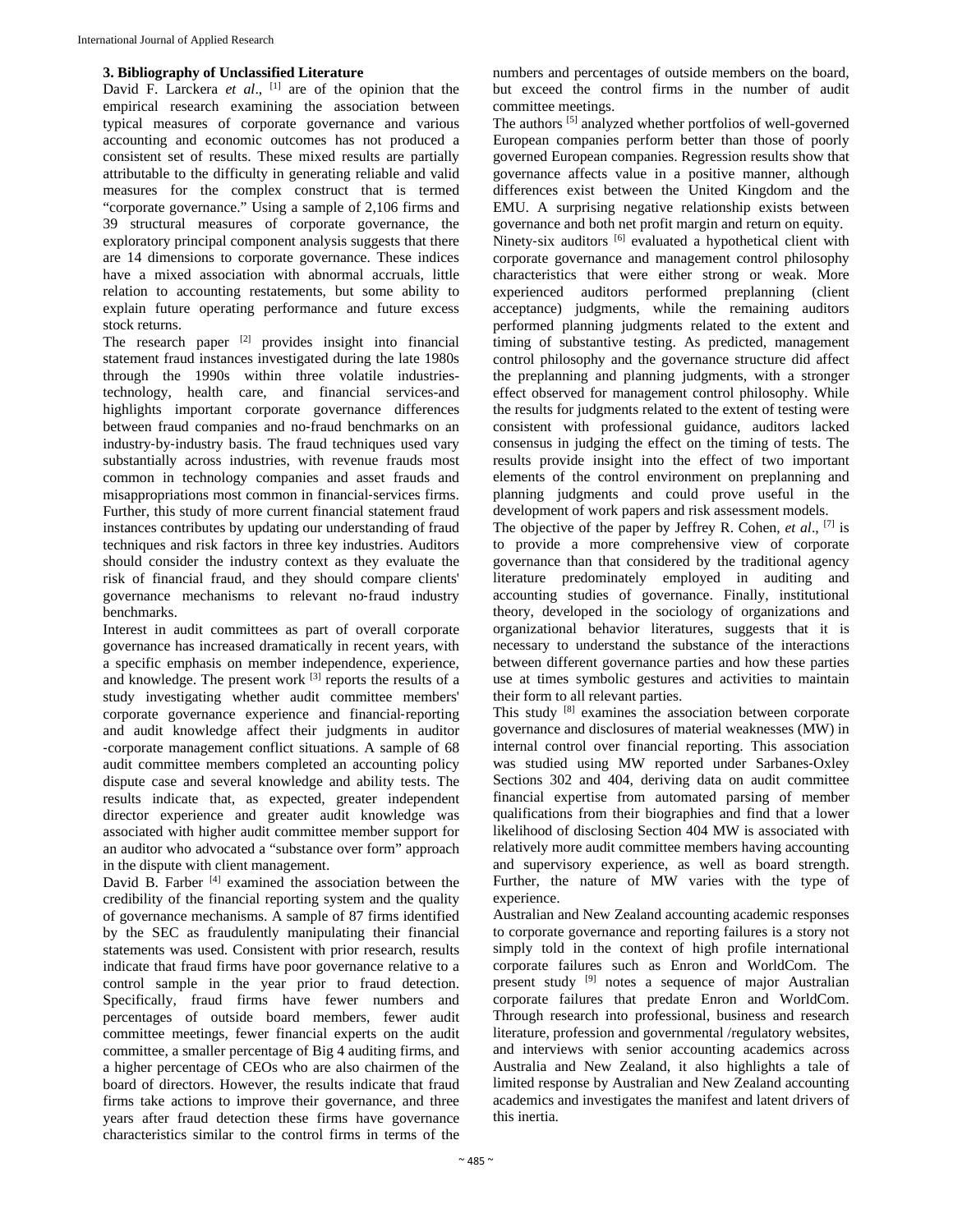### 3. Bibliography of Unclassified Literature

David F. Larckera *et al*., [1] are of the opinion that the empirical research examining the association between typical measures of corporate governance and various accounting and economic outcomes has not produced a consistent set of results. These mixed results are partially attributable to the difficulty in generating reliable and valid measures for the complex construct that is termed "corporate governance." Using a sample of 2,106 firms and 39 structural measures of corporate governance, the exploratory principal component analysis suggests that there are 14 dimensions to corporate governance. These indices have a mixed association with abnormal accruals, little relation to accounting restatements, but some ability to explain future operating performance and future excess stock returns.

The research paper [2] provides insight into financial statement fraud instances investigated during the late 1980s through the 1990s within three volatile industries-technology, health care, and financial services-and highlights important corporate governance differences between fraud companies and no-fraud benchmarks on an industry-by-industry basis. The fraud techniques used vary substantially across industries, with revenue frauds most common in technology companies and asset frauds and misappropriations most common in financial-services firms. Further, this study of more current financial statement fraud instances contributes by updating our understanding of fraud techniques and risk factors in three key industries. Auditors should consider the industry context as they evaluate the risk of financial fraud, and they should compare clients' governance mechanisms to relevant no-fraud industry benchmarks.

Interest in audit committees as part of overall corporate governance has increased dramatically in recent years, with a specific emphasis on member independence, experience, and knowledge. The present work [3] reports the results of a study investigating whether audit committee members' corporate governance experience and financial-reporting and audit knowledge affect their judgments in auditor -corporate management conflict situations. A sample of 68 audit committee members completed an accounting policy dispute case and several knowledge and ability tests. The results indicate that, as expected, greater independent director experience and greater audit knowledge was associated with higher audit committee member support for an auditor who advocated a "substance over form" approach in the dispute with client management.

David B. Farber [4] examined the association between the credibility of the financial reporting system and the quality of governance mechanisms. A sample of 87 firms identified by the SEC as fraudulently manipulating their financial statements was used. Consistent with prior research, results indicate that fraud firms have poor governance relative to a control sample in the year prior to fraud detection. Specifically, fraud firms have fewer numbers and percentages of outside board members, fewer audit committee meetings, fewer financial experts on the audit committee, a smaller percentage of Big 4 auditing firms, and a higher percentage of CEOs who are also chairmen of the board of directors. However, the results indicate that fraud firms take actions to improve their governance, and three years after fraud detection these firms have governance characteristics similar to the control firms in terms of the numbers and percentages of outside members on the board, but exceed the control firms in the number of audit committee meetings.

The authors [5] analyzed whether portfolios of well-governed European companies perform better than those of poorly governed European companies. Regression results show that governance affects value in a positive manner, although differences exist between the United Kingdom and the EMU. A surprising negative relationship exists between governance and both net profit margin and return on equity.

Ninety-six auditors [6] evaluated a hypothetical client with corporate governance and management control philosophy characteristics that were either strong or weak. More experienced auditors performed preplanning (client acceptance) judgments, while the remaining auditors performed planning judgments related to the extent and timing of substantive testing. As predicted, management control philosophy and the governance structure did affect the preplanning and planning judgments, with a stronger effect observed for management control philosophy. While the results for judgments related to the extent of testing were consistent with professional guidance, auditors lacked consensus in judging the effect on the timing of tests. The results provide insight into the effect of two important elements of the control environment on preplanning and planning judgments and could prove useful in the development of work papers and risk assessment models.

The objective of the paper by Jeffrey R. Cohen, *et al*., [7] is to provide a more comprehensive view of corporate governance than that considered by the traditional agency literature predominately employed in auditing and accounting studies of governance. Finally, institutional theory, developed in the sociology of organizations and organizational behavior literatures, suggests that it is necessary to understand the substance of the interactions between different governance parties and how these parties use at times symbolic gestures and activities to maintain their form to all relevant parties.

This study [8] examines the association between corporate governance and disclosures of material weaknesses (MW) in internal control over financial reporting. This association was studied using MW reported under Sarbanes-Oxley Sections 302 and 404, deriving data on audit committee financial expertise from automated parsing of member qualifications from their biographies and find that a lower likelihood of disclosing Section 404 MW is associated with relatively more audit committee members having accounting and supervisory experience, as well as board strength. Further, the nature of MW varies with the type of experience.

Australian and New Zealand accounting academic responses to corporate governance and reporting failures is a story not simply told in the context of high profile international corporate failures such as Enron and WorldCom. The present study [9] notes a sequence of major Australian corporate failures that predate Enron and WorldCom. Through research into professional, business and research literature, profession and governmental /regulatory websites, and interviews with senior accounting academics across Australia and New Zealand, it also highlights a tale of limited response by Australian and New Zealand accounting academics and investigates the manifest and latent drivers of this inertia.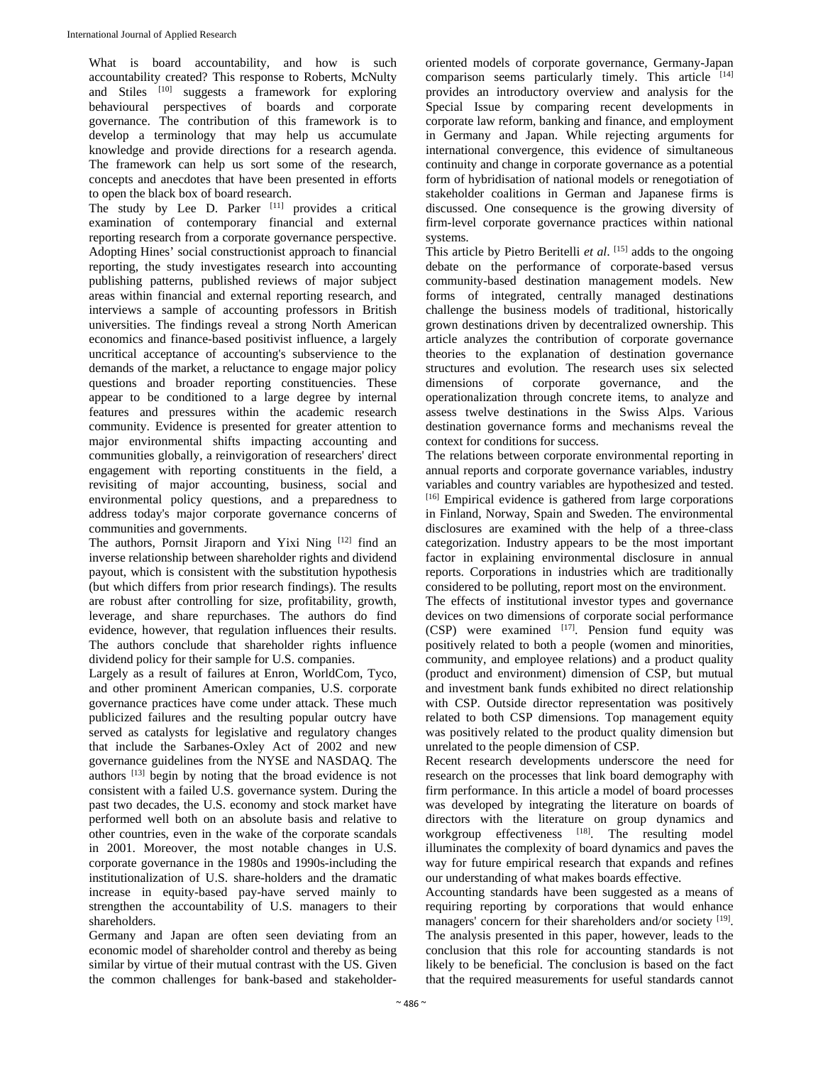What is board accountability, and how is such accountability created? This response to Roberts, McNulty and Stiles [10] suggests a framework for exploring behavioural perspectives of boards and corporate governance. The contribution of this framework is to develop a terminology that may help us accumulate knowledge and provide directions for a research agenda. The framework can help us sort some of the research, concepts and anecdotes that have been presented in efforts to open the black box of board research.

The study by Lee D. Parker [11] provides a critical examination of contemporary financial and external reporting research from a corporate governance perspective. Adopting Hines' social constructionist approach to financial reporting, the study investigates research into accounting publishing patterns, published reviews of major subject areas within financial and external reporting research, and interviews a sample of accounting professors in British universities. The findings reveal a strong North American economics and finance-based positivist influence, a largely uncritical acceptance of accounting's subservience to the demands of the market, a reluctance to engage major policy questions and broader reporting constituencies. These appear to be conditioned to a large degree by internal features and pressures within the academic research community. Evidence is presented for greater attention to major environmental shifts impacting accounting and communities globally, a reinvigoration of researchers' direct engagement with reporting constituents in the field, a revisiting of major accounting, business, social and environmental policy questions, and a preparedness to address today's major corporate governance concerns of communities and governments.

The authors, Pornsit Jiraporn and Yixi Ning [12] find an inverse relationship between shareholder rights and dividend payout, which is consistent with the substitution hypothesis (but which differs from prior research findings). The results are robust after controlling for size, profitability, growth, leverage, and share repurchases. The authors do find evidence, however, that regulation influences their results. The authors conclude that shareholder rights influence dividend policy for their sample for U.S. companies.

Largely as a result of failures at Enron, WorldCom, Tyco, and other prominent American companies, U.S. corporate governance practices have come under attack. These much publicized failures and the resulting popular outcry have served as catalysts for legislative and regulatory changes that include the Sarbanes-Oxley Act of 2002 and new governance guidelines from the NYSE and NASDAQ. The authors [13] begin by noting that the broad evidence is not consistent with a failed U.S. governance system. During the past two decades, the U.S. economy and stock market have performed well both on an absolute basis and relative to other countries, even in the wake of the corporate scandals in 2001. Moreover, the most notable changes in U.S. corporate governance in the 1980s and 1990s-including the institutionalization of U.S. share-holders and the dramatic increase in equity-based pay-have served mainly to strengthen the accountability of U.S. managers to their shareholders.

Germany and Japan are often seen deviating from an economic model of shareholder control and thereby as being similar by virtue of their mutual contrast with the US. Given the common challenges for bank-based and stakeholder-oriented models of corporate governance, Germany-Japan comparison seems particularly timely. This article [14] provides an introductory overview and analysis for the Special Issue by comparing recent developments in corporate law reform, banking and finance, and employment in Germany and Japan. While rejecting arguments for international convergence, this evidence of simultaneous continuity and change in corporate governance as a potential form of hybridisation of national models or renegotiation of stakeholder coalitions in German and Japanese firms is discussed. One consequence is the growing diversity of firm-level corporate governance practices within national systems.

This article by Pietro Beritelli *et al*. [15] adds to the ongoing debate on the performance of corporate-based versus community-based destination management models. New forms of integrated, centrally managed destinations challenge the business models of traditional, historically grown destinations driven by decentralized ownership. This article analyzes the contribution of corporate governance theories to the explanation of destination governance structures and evolution. The research uses six selected dimensions of corporate governance, and the operationalization through concrete items, to analyze and assess twelve destinations in the Swiss Alps. Various destination governance forms and mechanisms reveal the context for conditions for success.

The relations between corporate environmental reporting in annual reports and corporate governance variables, industry variables and country variables are hypothesized and tested. [16] Empirical evidence is gathered from large corporations in Finland, Norway, Spain and Sweden. The environmental disclosures are examined with the help of a three-class categorization. Industry appears to be the most important factor in explaining environmental disclosure in annual reports. Corporations in industries which are traditionally considered to be polluting, report most on the environment.

The effects of institutional investor types and governance devices on two dimensions of corporate social performance (CSP) were examined [17]. Pension fund equity was positively related to both a people (women and minorities, community, and employee relations) and a product quality (product and environment) dimension of CSP, but mutual and investment bank funds exhibited no direct relationship with CSP. Outside director representation was positively related to both CSP dimensions. Top management equity was positively related to the product quality dimension but unrelated to the people dimension of CSP.

Recent research developments underscore the need for research on the processes that link board demography with firm performance. In this article a model of board processes was developed by integrating the literature on boards of directors with the literature on group dynamics and workgroup effectiveness [18]. The resulting model illuminates the complexity of board dynamics and paves the way for future empirical research that expands and refines our understanding of what makes boards effective.

Accounting standards have been suggested as a means of requiring reporting by corporations that would enhance managers' concern for their shareholders and/or society [19]. The analysis presented in this paper, however, leads to the conclusion that this role for accounting standards is not likely to be beneficial. The conclusion is based on the fact that the required measurements for useful standards cannot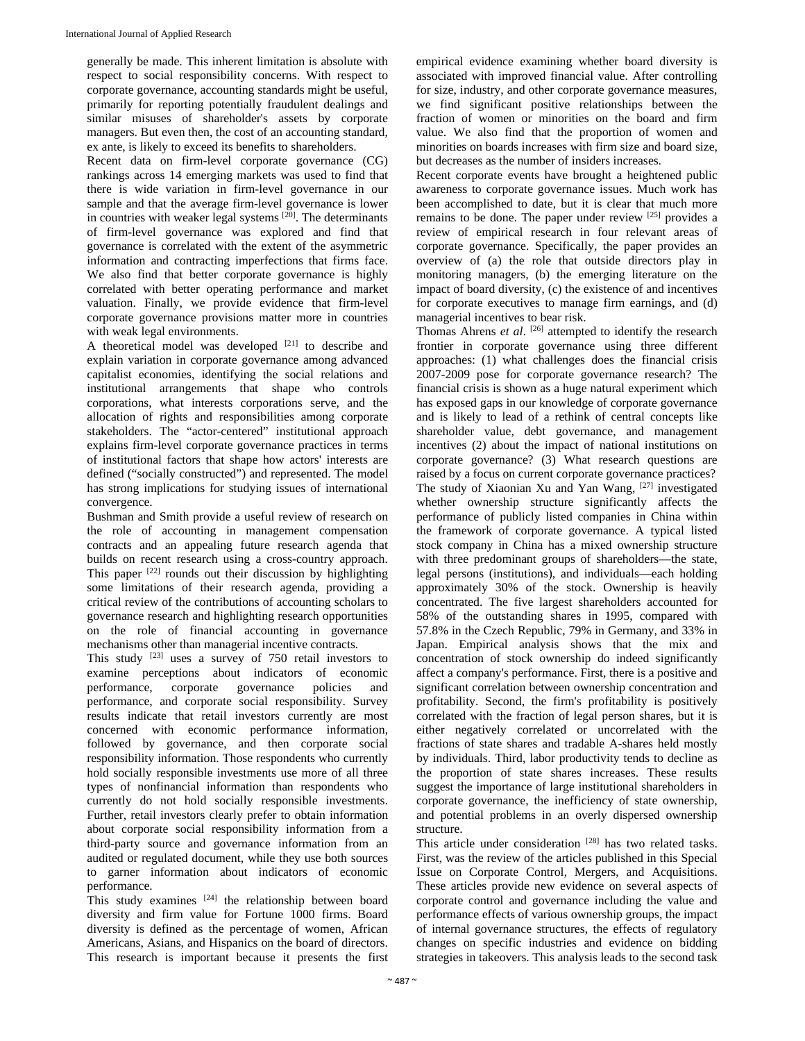generally be made. This inherent limitation is absolute with respect to social responsibility concerns. With respect to corporate governance, accounting standards might be useful, primarily for reporting potentially fraudulent dealings and similar misuses of shareholder's assets by corporate managers. But even then, the cost of an accounting standard, ex ante, is likely to exceed its benefits to shareholders.

Recent data on firm-level corporate governance (CG) rankings across 14 emerging markets was used to find that there is wide variation in firm-level governance in our sample and that the average firm-level governance is lower in countries with weaker legal systems [20]. The determinants of firm-level governance was explored and find that governance is correlated with the extent of the asymmetric information and contracting imperfections that firms face. We also find that better corporate governance is highly correlated with better operating performance and market valuation. Finally, we provide evidence that firm-level corporate governance provisions matter more in countries with weak legal environments.

A theoretical model was developed [21] to describe and explain variation in corporate governance among advanced capitalist economies, identifying the social relations and institutional arrangements that shape who controls corporations, what interests corporations serve, and the allocation of rights and responsibilities among corporate stakeholders. The "actor-centered" institutional approach explains firm-level corporate governance practices in terms of institutional factors that shape how actors' interests are defined ("socially constructed") and represented. The model has strong implications for studying issues of international convergence.

Bushman and Smith provide a useful review of research on the role of accounting in management compensation contracts and an appealing future research agenda that builds on recent research using a cross-country approach. This paper [22] rounds out their discussion by highlighting some limitations of their research agenda, providing a critical review of the contributions of accounting scholars to governance research and highlighting research opportunities on the role of financial accounting in governance mechanisms other than managerial incentive contracts.

This study [23] uses a survey of 750 retail investors to examine perceptions about indicators of economic performance, corporate governance policies and performance, and corporate social responsibility. Survey results indicate that retail investors currently are most concerned with economic performance information, followed by governance, and then corporate social responsibility information. Those respondents who currently hold socially responsible investments use more of all three types of nonfinancial information than respondents who currently do not hold socially responsible investments. Further, retail investors clearly prefer to obtain information about corporate social responsibility information from a third-party source and governance information from an audited or regulated document, while they use both sources to garner information about indicators of economic performance.

This study examines [24] the relationship between board diversity and firm value for Fortune 1000 firms. Board diversity is defined as the percentage of women, African Americans, Asians, and Hispanics on the board of directors. This research is important because it presents the first empirical evidence examining whether board diversity is associated with improved financial value. After controlling for size, industry, and other corporate governance measures, we find significant positive relationships between the fraction of women or minorities on the board and firm value. We also find that the proportion of women and minorities on boards increases with firm size and board size, but decreases as the number of insiders increases.

Recent corporate events have brought a heightened public awareness to corporate governance issues. Much work has been accomplished to date, but it is clear that much more remains to be done. The paper under review [25] provides a review of empirical research in four relevant areas of corporate governance. Specifically, the paper provides an overview of (a) the role that outside directors play in monitoring managers, (b) the emerging literature on the impact of board diversity, (c) the existence of and incentives for corporate executives to manage firm earnings, and (d) managerial incentives to bear risk.

Thomas Ahrens *et al*. [26] attempted to identify the research frontier in corporate governance using three different approaches: (1) what challenges does the financial crisis 2007-2009 pose for corporate governance research? The financial crisis is shown as a huge natural experiment which has exposed gaps in our knowledge of corporate governance and is likely to lead of a rethink of central concepts like shareholder value, debt governance, and management incentives (2) about the impact of national institutions on corporate governance? (3) What research questions are raised by a focus on current corporate governance practices?

The study of Xiaonian Xu and Yan Wang, [27] investigated whether ownership structure significantly affects the performance of publicly listed companies in China within the framework of corporate governance. A typical listed stock company in China has a mixed ownership structure with three predominant groups of shareholders—the state, legal persons (institutions), and individuals—each holding approximately 30% of the stock. Ownership is heavily concentrated. The five largest shareholders accounted for 58% of the outstanding shares in 1995, compared with 57.8% in the Czech Republic, 79% in Germany, and 33% in Japan. Empirical analysis shows that the mix and concentration of stock ownership do indeed significantly affect a company's performance. First, there is a positive and significant correlation between ownership concentration and profitability. Second, the firm's profitability is positively correlated with the fraction of legal person shares, but it is either negatively correlated or uncorrelated with the fractions of state shares and tradable A-shares held mostly by individuals. Third, labor productivity tends to decline as the proportion of state shares increases. These results suggest the importance of large institutional shareholders in corporate governance, the inefficiency of state ownership, and potential problems in an overly dispersed ownership structure.

This article under consideration [28] has two related tasks. First, was the review of the articles published in this Special Issue on Corporate Control, Mergers, and Acquisitions. These articles provide new evidence on several aspects of corporate control and governance including the value and performance effects of various ownership groups, the impact of internal governance structures, the effects of regulatory changes on specific industries and evidence on bidding strategies in takeovers. This analysis leads to the second task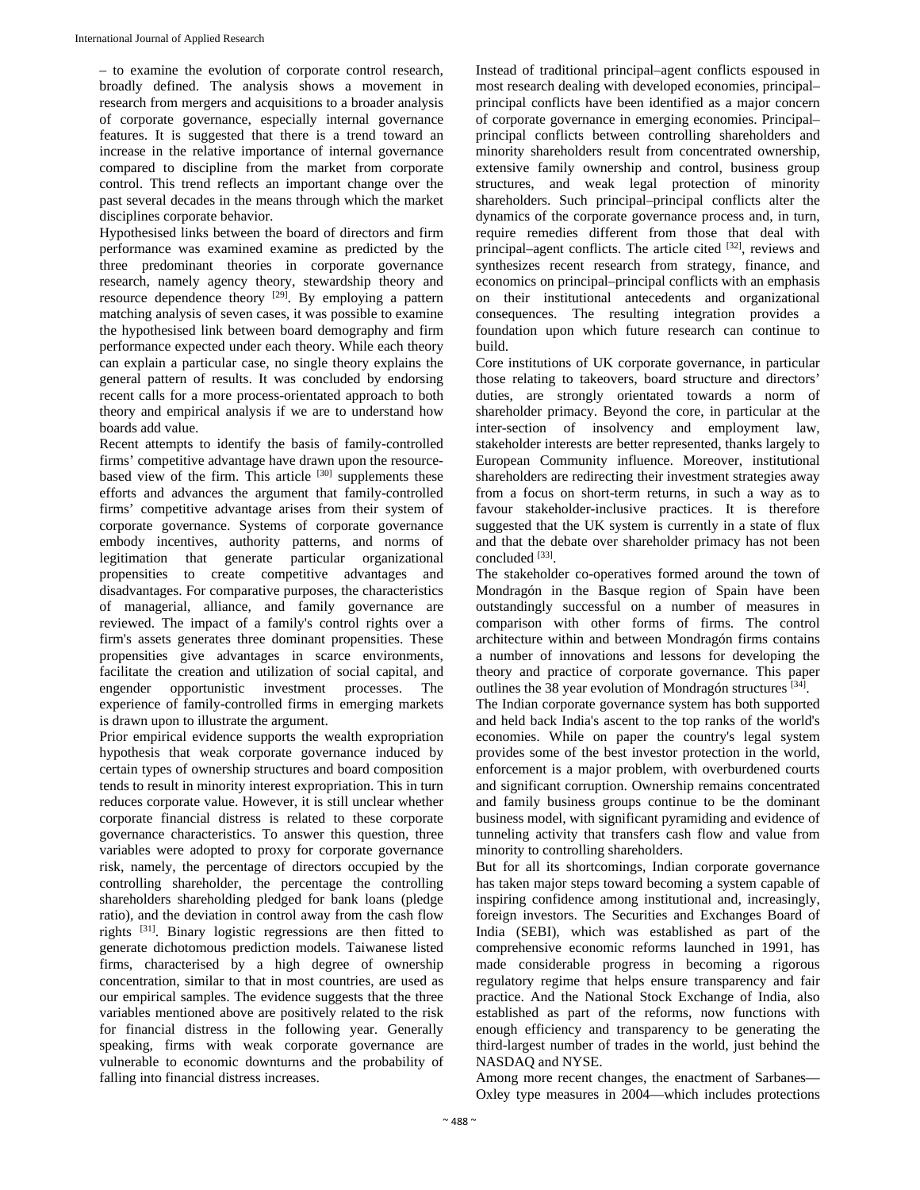– to examine the evolution of corporate control research, broadly defined. The analysis shows a movement in research from mergers and acquisitions to a broader analysis of corporate governance, especially internal governance features. It is suggested that there is a trend toward an increase in the relative importance of internal governance compared to discipline from the market from corporate control. This trend reflects an important change over the past several decades in the means through which the market disciplines corporate behavior.

Hypothesised links between the board of directors and firm performance was examined examine as predicted by the three predominant theories in corporate governance research, namely agency theory, stewardship theory and resource dependence theory [29]. By employing a pattern matching analysis of seven cases, it was possible to examine the hypothesised link between board demography and firm performance expected under each theory. While each theory can explain a particular case, no single theory explains the general pattern of results. It was concluded by endorsing recent calls for a more process-orientated approach to both theory and empirical analysis if we are to understand how boards add value.

Recent attempts to identify the basis of family-controlled firms' competitive advantage have drawn upon the resource-based view of the firm. This article [30] supplements these efforts and advances the argument that family-controlled firms' competitive advantage arises from their system of corporate governance. Systems of corporate governance embody incentives, authority patterns, and norms of legitimation that generate particular organizational propensities to create competitive advantages and disadvantages. For comparative purposes, the characteristics of managerial, alliance, and family governance are reviewed. The impact of a family's control rights over a firm's assets generates three dominant propensities. These propensities give advantages in scarce environments, facilitate the creation and utilization of social capital, and engender opportunistic investment processes. The experience of family-controlled firms in emerging markets is drawn upon to illustrate the argument.

Prior empirical evidence supports the wealth expropriation hypothesis that weak corporate governance induced by certain types of ownership structures and board composition tends to result in minority interest expropriation. This in turn reduces corporate value. However, it is still unclear whether corporate financial distress is related to these corporate governance characteristics. To answer this question, three variables were adopted to proxy for corporate governance risk, namely, the percentage of directors occupied by the controlling shareholder, the percentage the controlling shareholders shareholding pledged for bank loans (pledge ratio), and the deviation in control away from the cash flow rights [31]. Binary logistic regressions are then fitted to generate dichotomous prediction models. Taiwanese listed firms, characterised by a high degree of ownership concentration, similar to that in most countries, are used as our empirical samples. The evidence suggests that the three variables mentioned above are positively related to the risk for financial distress in the following year. Generally speaking, firms with weak corporate governance are vulnerable to economic downturns and the probability of falling into financial distress increases.

Instead of traditional principal–agent conflicts espoused in most research dealing with developed economies, principal–principal conflicts have been identified as a major concern of corporate governance in emerging economies. Principal–principal conflicts between controlling shareholders and minority shareholders result from concentrated ownership, extensive family ownership and control, business group structures, and weak legal protection of minority shareholders. Such principal–principal conflicts alter the dynamics of the corporate governance process and, in turn, require remedies different from those that deal with principal–agent conflicts. The article cited [32], reviews and synthesizes recent research from strategy, finance, and economics on principal–principal conflicts with an emphasis on their institutional antecedents and organizational consequences. The resulting integration provides a foundation upon which future research can continue to build.

Core institutions of UK corporate governance, in particular those relating to takeovers, board structure and directors' duties, are strongly orientated towards a norm of shareholder primacy. Beyond the core, in particular at the inter-section of insolvency and employment law, stakeholder interests are better represented, thanks largely to European Community influence. Moreover, institutional shareholders are redirecting their investment strategies away from a focus on short-term returns, in such a way as to favour stakeholder-inclusive practices. It is therefore suggested that the UK system is currently in a state of flux and that the debate over shareholder primacy has not been concluded [33].

The stakeholder co-operatives formed around the town of Mondragón in the Basque region of Spain have been outstandingly successful on a number of measures in comparison with other forms of firms. The control architecture within and between Mondragón firms contains a number of innovations and lessons for developing the theory and practice of corporate governance. This paper outlines the 38 year evolution of Mondragón structures [34].

The Indian corporate governance system has both supported and held back India's ascent to the top ranks of the world's economies. While on paper the country's legal system provides some of the best investor protection in the world, enforcement is a major problem, with overburdened courts and significant corruption. Ownership remains concentrated and family business groups continue to be the dominant business model, with significant pyramiding and evidence of tunneling activity that transfers cash flow and value from minority to controlling shareholders.

But for all its shortcomings, Indian corporate governance has taken major steps toward becoming a system capable of inspiring confidence among institutional and, increasingly, foreign investors. The Securities and Exchanges Board of India (SEBI), which was established as part of the comprehensive economic reforms launched in 1991, has made considerable progress in becoming a rigorous regulatory regime that helps ensure transparency and fair practice. And the National Stock Exchange of India, also established as part of the reforms, now functions with enough efficiency and transparency to be generating the third-largest number of trades in the world, just behind the NASDAQ and NYSE.

Among more recent changes, the enactment of Sarbanes—Oxley type measures in 2004—which includes protections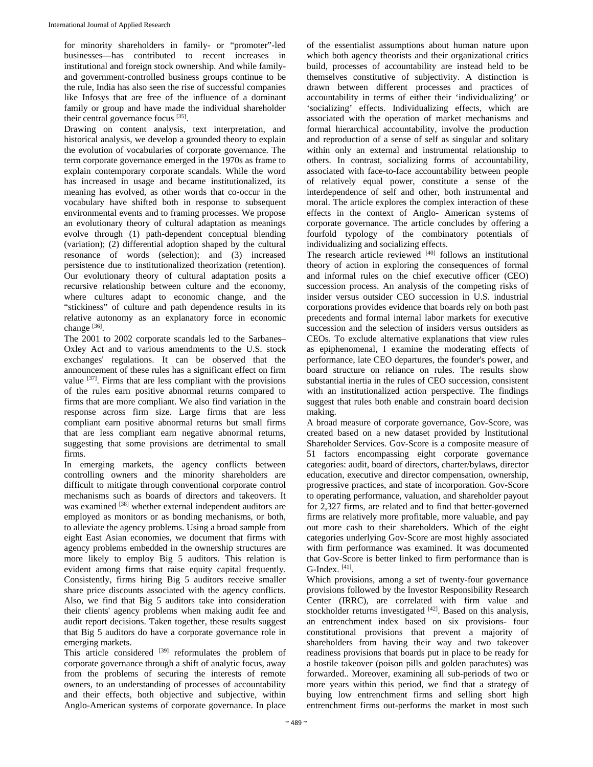for minority shareholders in family- or “promoter”-led businesses—has contributed to recent increases in institutional and foreign stock ownership. And while family- and government-controlled business groups continue to be the rule, India has also seen the rise of successful companies like Infosys that are free of the influence of a dominant family or group and have made the individual shareholder their central governance focus [35].

Drawing on content analysis, text interpretation, and historical analysis, we develop a grounded theory to explain the evolution of vocabularies of corporate governance. The term corporate governance emerged in the 1970s as frame to explain contemporary corporate scandals. While the word has increased in usage and became institutionalized, its meaning has evolved, as other words that co-occur in the vocabulary have shifted both in response to subsequent environmental events and to framing processes. We propose an evolutionary theory of cultural adaptation as meanings evolve through (1) path-dependent conceptual blending (variation); (2) differential adoption shaped by the cultural resonance of words (selection); and (3) increased persistence due to institutionalized theorization (retention). Our evolutionary theory of cultural adaptation posits a recursive relationship between culture and the economy, where cultures adapt to economic change, and the “stickiness” of culture and path dependence results in its relative autonomy as an explanatory force in economic change [36].

The 2001 to 2002 corporate scandals led to the Sarbanes–Oxley Act and to various amendments to the U.S. stock exchanges' regulations. It can be observed that the announcement of these rules has a significant effect on firm value [37]. Firms that are less compliant with the provisions of the rules earn positive abnormal returns compared to firms that are more compliant. We also find variation in the response across firm size. Large firms that are less compliant earn positive abnormal returns but small firms that are less compliant earn negative abnormal returns, suggesting that some provisions are detrimental to small firms.

In emerging markets, the agency conflicts between controlling owners and the minority shareholders are difficult to mitigate through conventional corporate control mechanisms such as boards of directors and takeovers. It was examined [38] whether external independent auditors are employed as monitors or as bonding mechanisms, or both, to alleviate the agency problems. Using a broad sample from eight East Asian economies, we document that firms with agency problems embedded in the ownership structures are more likely to employ Big 5 auditors. This relation is evident among firms that raise equity capital frequently. Consistently, firms hiring Big 5 auditors receive smaller share price discounts associated with the agency conflicts. Also, we find that Big 5 auditors take into consideration their clients' agency problems when making audit fee and audit report decisions. Taken together, these results suggest that Big 5 auditors do have a corporate governance role in emerging markets.

This article considered [39] reformulates the problem of corporate governance through a shift of analytical focus, away from the problems of securing the interests of remote owners, to an understanding of processes of accountability and their effects, both objective and subjective, within Anglo-American systems of corporate governance. In place of the essentialist assumptions about human nature upon which both agency theorists and their organizational critics build, processes of accountability are instead held to be themselves constitutive of subjectivity. A distinction is drawn between different processes and practices of accountability in terms of either their ‘individualizing’ or ‘socializing’ effects. Individualizing effects, which are associated with the operation of market mechanisms and formal hierarchical accountability, involve the production and reproduction of a sense of self as singular and solitary within only an external and instrumental relationship to others. In contrast, socializing forms of accountability, associated with face-to-face accountability between people of relatively equal power, constitute a sense of the interdependence of self and other, both instrumental and moral. The article explores the complex interaction of these effects in the context of Anglo- American systems of corporate governance. The article concludes by offering a fourfold typology of the combinatory potentials of individualizing and socializing effects.

The research article reviewed [40] follows an institutional theory of action in exploring the consequences of formal and informal rules on the chief executive officer (CEO) succession process. An analysis of the competing risks of insider versus outsider CEO succession in U.S. industrial corporations provides evidence that boards rely on both past precedents and formal internal labor markets for executive succession and the selection of insiders versus outsiders as CEOs. To exclude alternative explanations that view rules as epiphenomenal, I examine the moderating effects of performance, late CEO departures, the founder's power, and board structure on reliance on rules. The results show substantial inertia in the rules of CEO succession, consistent with an institutionalized action perspective. The findings suggest that rules both enable and constrain board decision making.

A broad measure of corporate governance, Gov-Score, was created based on a new dataset provided by Institutional Shareholder Services. Gov-Score is a composite measure of 51 factors encompassing eight corporate governance categories: audit, board of directors, charter/bylaws, director education, executive and director compensation, ownership, progressive practices, and state of incorporation. Gov-Score to operating performance, valuation, and shareholder payout for 2,327 firms, are related and to find that better-governed firms are relatively more profitable, more valuable, and pay out more cash to their shareholders. Which of the eight categories underlying Gov-Score are most highly associated with firm performance was examined. It was documented that Gov-Score is better linked to firm performance than is G-Index. [41].

Which provisions, among a set of twenty-four governance provisions followed by the Investor Responsibility Research Center (IRRC), are correlated with firm value and stockholder returns investigated [42]. Based on this analysis, an entrenchment index based on six provisions- four constitutional provisions that prevent a majority of shareholders from having their way and two takeover readiness provisions that boards put in place to be ready for a hostile takeover (poison pills and golden parachutes) was forwarded.. Moreover, examining all sub-periods of two or more years within this period, we find that a strategy of buying low entrenchment firms and selling short high entrenchment firms out-performs the market in most such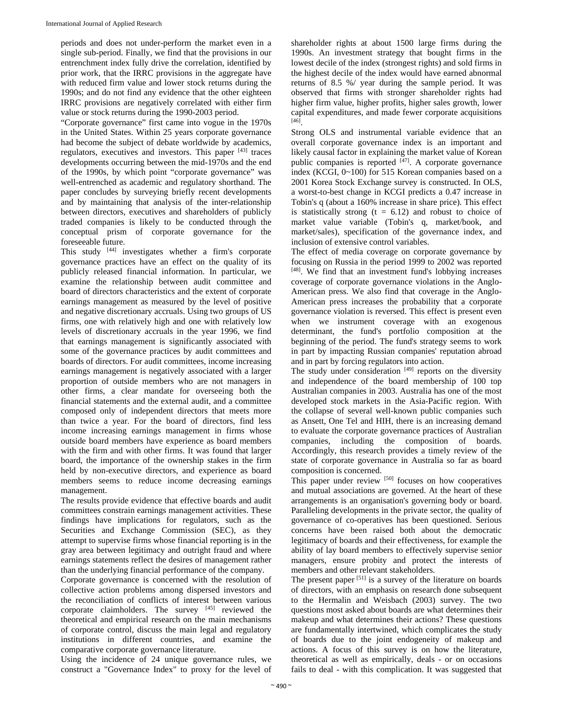periods and does not under-perform the market even in a single sub-period. Finally, we find that the provisions in our entrenchment index fully drive the correlation, identified by prior work, that the IRRC provisions in the aggregate have with reduced firm value and lower stock returns during the 1990s; and do not find any evidence that the other eighteen IRRC provisions are negatively correlated with either firm value or stock returns during the 1990-2003 period.

"Corporate governance" first came into vogue in the 1970s in the United States. Within 25 years corporate governance had become the subject of debate worldwide by academics, regulators, executives and investors. This paper [43] traces developments occurring between the mid-1970s and the end of the 1990s, by which point "corporate governance" was well-entrenched as academic and regulatory shorthand. The paper concludes by surveying briefly recent developments and by maintaining that analysis of the inter-relationship between directors, executives and shareholders of publicly traded companies is likely to be conducted through the conceptual prism of corporate governance for the foreseeable future.

This study [44] investigates whether a firm's corporate governance practices have an effect on the quality of its publicly released financial information. In particular, we examine the relationship between audit committee and board of directors characteristics and the extent of corporate earnings management as measured by the level of positive and negative discretionary accruals. Using two groups of US firms, one with relatively high and one with relatively low levels of discretionary accruals in the year 1996, we find that earnings management is significantly associated with some of the governance practices by audit committees and boards of directors. For audit committees, income increasing earnings management is negatively associated with a larger proportion of outside members who are not managers in other firms, a clear mandate for overseeing both the financial statements and the external audit, and a committee composed only of independent directors that meets more than twice a year. For the board of directors, find less income increasing earnings management in firms whose outside board members have experience as board members with the firm and with other firms. It was found that larger board, the importance of the ownership stakes in the firm held by non-executive directors, and experience as board members seems to reduce income decreasing earnings management.

The results provide evidence that effective boards and audit committees constrain earnings management activities. These findings have implications for regulators, such as the Securities and Exchange Commission (SEC), as they attempt to supervise firms whose financial reporting is in the gray area between legitimacy and outright fraud and where earnings statements reflect the desires of management rather than the underlying financial performance of the company.

Corporate governance is concerned with the resolution of collective action problems among dispersed investors and the reconciliation of conflicts of interest between various corporate claimholders. The survey [45] reviewed the theoretical and empirical research on the main mechanisms of corporate control, discuss the main legal and regulatory institutions in different countries, and examine the comparative corporate governance literature.

Using the incidence of 24 unique governance rules, we construct a "Governance Index" to proxy for the level of shareholder rights at about 1500 large firms during the 1990s. An investment strategy that bought firms in the lowest decile of the index (strongest rights) and sold firms in the highest decile of the index would have earned abnormal returns of 8.5 %/ year during the sample period. It was observed that firms with stronger shareholder rights had higher firm value, higher profits, higher sales growth, lower capital expenditures, and made fewer corporate acquisitions [46].

Strong OLS and instrumental variable evidence that an overall corporate governance index is an important and likely causal factor in explaining the market value of Korean public companies is reported [47]. A corporate governance index (KCGI, 0~100) for 515 Korean companies based on a 2001 Korea Stock Exchange survey is constructed. In OLS, a worst-to-best change in KCGI predicts a 0.47 increase in Tobin's q (about a 160% increase in share price). This effect is statistically strong ($t = 6.12$) and robust to choice of market value variable (Tobin's q, market/book, and market/sales), specification of the governance index, and inclusion of extensive control variables.

The effect of media coverage on corporate governance by focusing on Russia in the period 1999 to 2002 was reported [48]. We find that an investment fund's lobbying increases coverage of corporate governance violations in the Anglo-American press. We also find that coverage in the Anglo-American press increases the probability that a corporate governance violation is reversed. This effect is present even when we instrument coverage with an exogenous determinant, the fund's portfolio composition at the beginning of the period. The fund's strategy seems to work in part by impacting Russian companies' reputation abroad and in part by forcing regulators into action.

The study under consideration [49] reports on the diversity and independence of the board membership of 100 top Australian companies in 2003. Australia has one of the most developed stock markets in the Asia-Pacific region. With the collapse of several well-known public companies such as Ansett, One Tel and HIH, there is an increasing demand to evaluate the corporate governance practices of Australian companies, including the composition of boards. Accordingly, this research provides a timely review of the state of corporate governance in Australia so far as board composition is concerned.

This paper under review [50] focuses on how cooperatives and mutual associations are governed. At the heart of these arrangements is an organisation's governing body or board. Paralleling developments in the private sector, the quality of governance of co-operatives has been questioned. Serious concerns have been raised both about the democratic legitimacy of boards and their effectiveness, for example the ability of lay board members to effectively supervise senior managers, ensure probity and protect the interests of members and other relevant stakeholders.

The present paper [51] is a survey of the literature on boards of directors, with an emphasis on research done subsequent to the Hermalin and Weisbach (2003) survey. The two questions most asked about boards are what determines their makeup and what determines their actions? These questions are fundamentally intertwined, which complicates the study of boards due to the joint endogeneity of makeup and actions. A focus of this survey is on how the literature, theoretical as well as empirically, deals - or on occasions fails to deal - with this complication. It was suggested that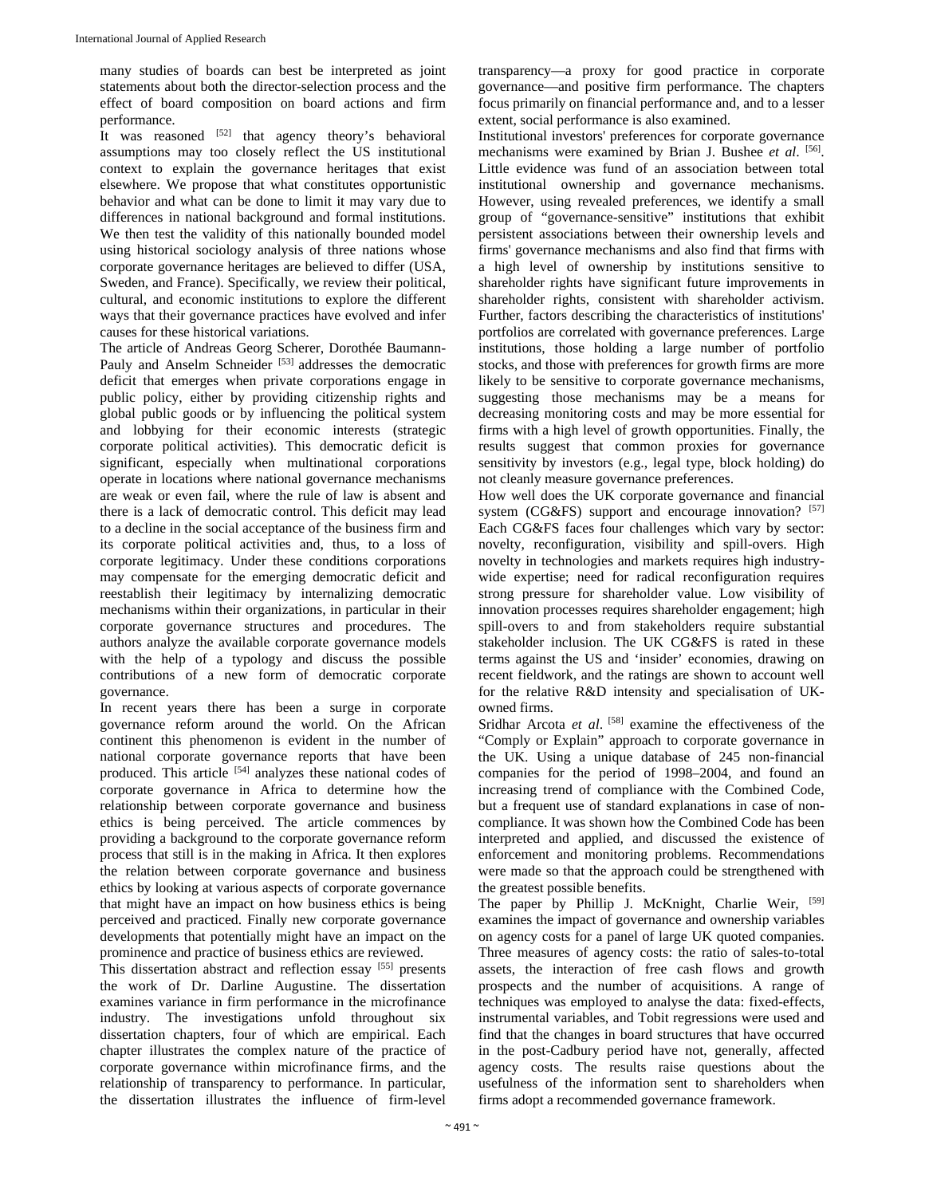many studies of boards can best be interpreted as joint statements about both the director-selection process and the effect of board composition on board actions and firm performance.

It was reasoned [52] that agency theory's behavioral assumptions may too closely reflect the US institutional context to explain the governance heritages that exist elsewhere. We propose that what constitutes opportunistic behavior and what can be done to limit it may vary due to differences in national background and formal institutions. We then test the validity of this nationally bounded model using historical sociology analysis of three nations whose corporate governance heritages are believed to differ (USA, Sweden, and France). Specifically, we review their political, cultural, and economic institutions to explore the different ways that their governance practices have evolved and infer causes for these historical variations.

The article of Andreas Georg Scherer, Dorothée Baumann-Pauly and Anselm Schneider [53] addresses the democratic deficit that emerges when private corporations engage in public policy, either by providing citizenship rights and global public goods or by influencing the political system and lobbying for their economic interests (strategic corporate political activities). This democratic deficit is significant, especially when multinational corporations operate in locations where national governance mechanisms are weak or even fail, where the rule of law is absent and there is a lack of democratic control. This deficit may lead to a decline in the social acceptance of the business firm and its corporate political activities and, thus, to a loss of corporate legitimacy. Under these conditions corporations may compensate for the emerging democratic deficit and reestablish their legitimacy by internalizing democratic mechanisms within their organizations, in particular in their corporate governance structures and procedures. The authors analyze the available corporate governance models with the help of a typology and discuss the possible contributions of a new form of democratic corporate governance.

In recent years there has been a surge in corporate governance reform around the world. On the African continent this phenomenon is evident in the number of national corporate governance reports that have been produced. This article [54] analyzes these national codes of corporate governance in Africa to determine how the relationship between corporate governance and business ethics is being perceived. The article commences by providing a background to the corporate governance reform process that still is in the making in Africa. It then explores the relation between corporate governance and business ethics by looking at various aspects of corporate governance that might have an impact on how business ethics is being perceived and practiced. Finally new corporate governance developments that potentially might have an impact on the prominence and practice of business ethics are reviewed.

This dissertation abstract and reflection essay [55] presents the work of Dr. Darline Augustine. The dissertation examines variance in firm performance in the microfinance industry. The investigations unfold throughout six dissertation chapters, four of which are empirical. Each chapter illustrates the complex nature of the practice of corporate governance within microfinance firms, and the relationship of transparency to performance. In particular, the dissertation illustrates the influence of firm-level transparency—a proxy for good practice in corporate governance—and positive firm performance. The chapters focus primarily on financial performance and, and to a lesser extent, social performance is also examined.

Institutional investors' preferences for corporate governance mechanisms were examined by Brian J. Bushee *et al*. [56]. Little evidence was fund of an association between total institutional ownership and governance mechanisms. However, using revealed preferences, we identify a small group of "governance-sensitive" institutions that exhibit persistent associations between their ownership levels and firms' governance mechanisms and also find that firms with a high level of ownership by institutions sensitive to shareholder rights have significant future improvements in shareholder rights, consistent with shareholder activism. Further, factors describing the characteristics of institutions' portfolios are correlated with governance preferences. Large institutions, those holding a large number of portfolio stocks, and those with preferences for growth firms are more likely to be sensitive to corporate governance mechanisms, suggesting those mechanisms may be a means for decreasing monitoring costs and may be more essential for firms with a high level of growth opportunities. Finally, the results suggest that common proxies for governance sensitivity by investors (e.g., legal type, block holding) do not cleanly measure governance preferences.

How well does the UK corporate governance and financial system (CG&FS) support and encourage innovation? [57] Each CG&FS faces four challenges which vary by sector: novelty, reconfiguration, visibility and spill-overs. High novelty in technologies and markets requires high industry-wide expertise; need for radical reconfiguration requires strong pressure for shareholder value. Low visibility of innovation processes requires shareholder engagement; high spill-overs to and from stakeholders require substantial stakeholder inclusion. The UK CG&FS is rated in these terms against the US and 'insider' economies, drawing on recent fieldwork, and the ratings are shown to account well for the relative R&D intensity and specialisation of UK-owned firms.

Sridhar Arcota *et al*. [58] examine the effectiveness of the "Comply or Explain" approach to corporate governance in the UK. Using a unique database of 245 non-financial companies for the period of 1998–2004, and found an increasing trend of compliance with the Combined Code, but a frequent use of standard explanations in case of non-compliance. It was shown how the Combined Code has been interpreted and applied, and discussed the existence of enforcement and monitoring problems. Recommendations were made so that the approach could be strengthened with the greatest possible benefits.

The paper by Phillip J. McKnight, Charlie Weir, [59] examines the impact of governance and ownership variables on agency costs for a panel of large UK quoted companies. Three measures of agency costs: the ratio of sales-to-total assets, the interaction of free cash flows and growth prospects and the number of acquisitions. A range of techniques was employed to analyse the data: fixed-effects, instrumental variables, and Tobit regressions were used and find that the changes in board structures that have occurred in the post-Cadbury period have not, generally, affected agency costs. The results raise questions about the usefulness of the information sent to shareholders when firms adopt a recommended governance framework.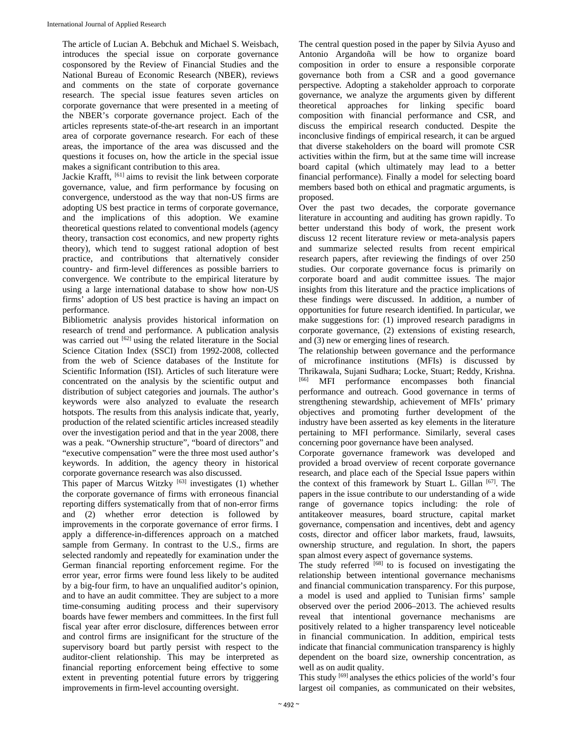The article of Lucian A. Bebchuk and Michael S. Weisbach, introduces the special issue on corporate governance cosponsored by the Review of Financial Studies and the National Bureau of Economic Research (NBER), reviews and comments on the state of corporate governance research. The special issue features seven articles on corporate governance that were presented in a meeting of the NBER's corporate governance project. Each of the articles represents state-of-the-art research in an important area of corporate governance research. For each of these areas, the importance of the area was discussed and the questions it focuses on, how the article in the special issue makes a significant contribution to this area.

Jackie Krafft, [61] aims to revisit the link between corporate governance, value, and firm performance by focusing on convergence, understood as the way that non-US firms are adopting US best practice in terms of corporate governance, and the implications of this adoption. We examine theoretical questions related to conventional models (agency theory, transaction cost economics, and new property rights theory), which tend to suggest rational adoption of best practice, and contributions that alternatively consider country- and firm-level differences as possible barriers to convergence. We contribute to the empirical literature by using a large international database to show how non-US firms' adoption of US best practice is having an impact on performance.

Bibliometric analysis provides historical information on research of trend and performance. A publication analysis was carried out [62] using the related literature in the Social Science Citation Index (SSCI) from 1992-2008, collected from the web of Science databases of the Institute for Scientific Information (ISI). Articles of such literature were concentrated on the analysis by the scientific output and distribution of subject categories and journals. The author's keywords were also analyzed to evaluate the research hotspots. The results from this analysis indicate that, yearly, production of the related scientific articles increased steadily over the investigation period and that in the year 2008, there was a peak. "Ownership structure", "board of directors" and "executive compensation" were the three most used author's keywords. In addition, the agency theory in historical corporate governance research was also discussed.

This paper of Marcus Witzky [63] investigates (1) whether the corporate governance of firms with erroneous financial reporting differs systematically from that of non-error firms and (2) whether error detection is followed by improvements in the corporate governance of error firms. I apply a difference-in-differences approach on a matched sample from Germany. In contrast to the U.S., firms are selected randomly and repeatedly for examination under the German financial reporting enforcement regime. For the error year, error firms were found less likely to be audited by a big-four firm, to have an unqualified auditor's opinion, and to have an audit committee. They are subject to a more time-consuming auditing process and their supervisory boards have fewer members and committees. In the first full fiscal year after error disclosure, differences between error and control firms are insignificant for the structure of the supervisory board but partly persist with respect to the auditor-client relationship. This may be interpreted as financial reporting enforcement being effective to some extent in preventing potential future errors by triggering improvements in firm-level accounting oversight.

The central question posed in the paper by Silvia Ayuso and Antonio Argandoña will be how to organize board composition in order to ensure a responsible corporate governance both from a CSR and a good governance perspective. Adopting a stakeholder approach to corporate governance, we analyze the arguments given by different theoretical approaches for linking specific board composition with financial performance and CSR, and discuss the empirical research conducted. Despite the inconclusive findings of empirical research, it can be argued that diverse stakeholders on the board will promote CSR activities within the firm, but at the same time will increase board capital (which ultimately may lead to a better financial performance). Finally a model for selecting board members based both on ethical and pragmatic arguments, is proposed.

Over the past two decades, the corporate governance literature in accounting and auditing has grown rapidly. To better understand this body of work, the present work discuss 12 recent literature review or meta-analysis papers and summarize selected results from recent empirical research papers, after reviewing the findings of over 250 studies. Our corporate governance focus is primarily on corporate board and audit committee issues. The major insights from this literature and the practice implications of these findings were discussed. In addition, a number of opportunities for future research identified. In particular, we make suggestions for: (1) improved research paradigms in corporate governance, (2) extensions of existing research, and (3) new or emerging lines of research.

The relationship between governance and the performance of microfinance institutions (MFIs) is discussed by Thrikawala, Sujani Sudhara; Locke, Stuart; Reddy, Krishna. [66] MFI performance encompasses both financial performance and outreach. Good governance in terms of strengthening stewardship, achievement of MFIs' primary objectives and promoting further development of the industry have been asserted as key elements in the literature pertaining to MFI performance. Similarly, several cases concerning poor governance have been analysed.

Corporate governance framework was developed and provided a broad overview of recent corporate governance research, and place each of the Special Issue papers within the context of this framework by Stuart L. Gillan [67]. The papers in the issue contribute to our understanding of a wide range of governance topics including: the role of antitakeover measures, board structure, capital market governance, compensation and incentives, debt and agency costs, director and officer labor markets, fraud, lawsuits, ownership structure, and regulation. In short, the papers span almost every aspect of governance systems.

The study referred [68] to is focused on investigating the relationship between intentional governance mechanisms and financial communication transparency. For this purpose, a model is used and applied to Tunisian firms' sample observed over the period 2006–2013. The achieved results reveal that intentional governance mechanisms are positively related to a higher transparency level noticeable in financial communication. In addition, empirical tests indicate that financial communication transparency is highly dependent on the board size, ownership concentration, as well as on audit quality.

This study [69] analyses the ethics policies of the world's four largest oil companies, as communicated on their websites,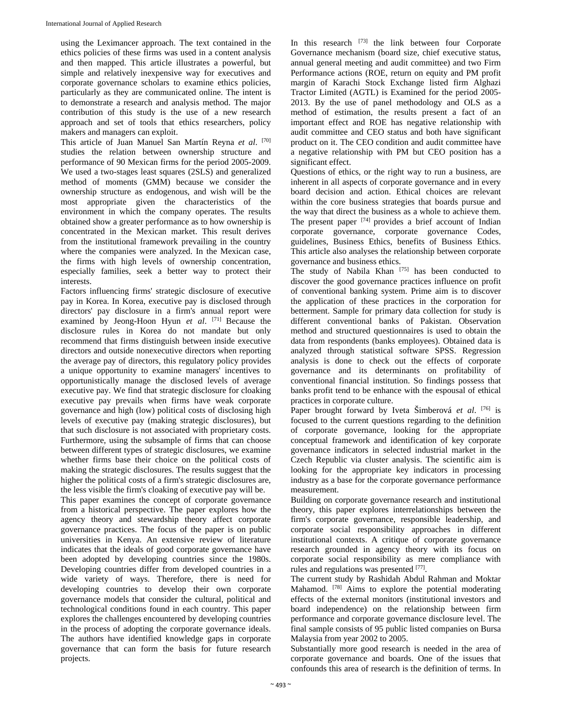using the Leximancer approach. The text contained in the ethics policies of these firms was used in a content analysis and then mapped. This article illustrates a powerful, but simple and relatively inexpensive way for executives and corporate governance scholars to examine ethics policies, particularly as they are communicated online. The intent is to demonstrate a research and analysis method. The major contribution of this study is the use of a new research approach and set of tools that ethics researchers, policy makers and managers can exploit.

This article of Juan Manuel San Martín Reyna *et al*. [70] studies the relation between ownership structure and performance of 90 Mexican firms for the period 2005-2009. We used a two-stages least squares (2SLS) and generalized method of moments (GMM) because we consider the ownership structure as endogenous, and wish will be the most appropriate given the characteristics of the environment in which the company operates. The results obtained show a greater performance as to how ownership is concentrated in the Mexican market. This result derives from the institutional framework prevailing in the country where the companies were analyzed. In the Mexican case, the firms with high levels of ownership concentration, especially families, seek a better way to protect their interests.

Factors influencing firms' strategic disclosure of executive pay in Korea. In Korea, executive pay is disclosed through directors' pay disclosure in a firm's annual report were examined by Jeong-Hoon Hyun *et al*. [71] Because the disclosure rules in Korea do not mandate but only recommend that firms distinguish between inside executive directors and outside nonexecutive directors when reporting the average pay of directors, this regulatory policy provides a unique opportunity to examine managers' incentives to opportunistically manage the disclosed levels of average executive pay. We find that strategic disclosure for cloaking executive pay prevails when firms have weak corporate governance and high (low) political costs of disclosing high levels of executive pay (making strategic disclosures), but that such disclosure is not associated with proprietary costs. Furthermore, using the subsample of firms that can choose between different types of strategic disclosures, we examine whether firms base their choice on the political costs of making the strategic disclosures. The results suggest that the higher the political costs of a firm's strategic disclosures are, the less visible the firm's cloaking of executive pay will be.

This paper examines the concept of corporate governance from a historical perspective. The paper explores how the agency theory and stewardship theory affect corporate governance practices. The focus of the paper is on public universities in Kenya. An extensive review of literature indicates that the ideals of good corporate governance have been adopted by developing countries since the 1980s. Developing countries differ from developed countries in a wide variety of ways. Therefore, there is need for developing countries to develop their own corporate governance models that consider the cultural, political and technological conditions found in each country. This paper explores the challenges encountered by developing countries in the process of adopting the corporate governance ideals. The authors have identified knowledge gaps in corporate governance that can form the basis for future research projects.

In this research [73] the link between four Corporate Governance mechanism (board size, chief executive status, annual general meeting and audit committee) and two Firm Performance actions (ROE, return on equity and PM profit margin of Karachi Stock Exchange listed firm Alghazi Tractor Limited (AGTL) is Examined for the period 2005-2013. By the use of panel methodology and OLS as a method of estimation, the results present a fact of an important effect and ROE has negative relationship with audit committee and CEO status and both have significant product on it. The CEO condition and audit committee have a negative relationship with PM but CEO position has a significant effect.

Questions of ethics, or the right way to run a business, are inherent in all aspects of corporate governance and in every board decision and action. Ethical choices are relevant within the core business strategies that boards pursue and the way that direct the business as a whole to achieve them. The present paper [74] provides a brief account of Indian corporate governance, corporate governance Codes, guidelines, Business Ethics, benefits of Business Ethics. This article also analyses the relationship between corporate governance and business ethics.

The study of Nabila Khan [75] has been conducted to discover the good governance practices influence on profit of conventional banking system. Prime aim is to discover the application of these practices in the corporation for betterment. Sample for primary data collection for study is different conventional banks of Pakistan. Observation method and structured questionnaires is used to obtain the data from respondents (banks employees). Obtained data is analyzed through statistical software SPSS. Regression analysis is done to check out the effects of corporate governance and its determinants on profitability of conventional financial institution. So findings possess that banks profit tend to be enhance with the espousal of ethical practices in corporate culture.

Paper brought forward by Iveta Šimberová *et al*. [76] is focused to the current questions regarding to the definition of corporate governance, looking for the appropriate conceptual framework and identification of key corporate governance indicators in selected industrial market in the Czech Republic via cluster analysis. The scientific aim is looking for the appropriate key indicators in processing industry as a base for the corporate governance performance measurement.

Building on corporate governance research and institutional theory, this paper explores interrelationships between the firm's corporate governance, responsible leadership, and corporate social responsibility approaches in different institutional contexts. A critique of corporate governance research grounded in agency theory with its focus on corporate social responsibility as mere compliance with rules and regulations was presented [77].

The current study by Rashidah Abdul Rahman and Moktar Mahamod. [78] Aims to explore the potential moderating effects of the external monitors (institutional investors and board independence) on the relationship between firm performance and corporate governance disclosure level. The final sample consists of 95 public listed companies on Bursa Malaysia from year 2002 to 2005.

Substantially more good research is needed in the area of corporate governance and boards. One of the issues that confounds this area of research is the definition of terms. In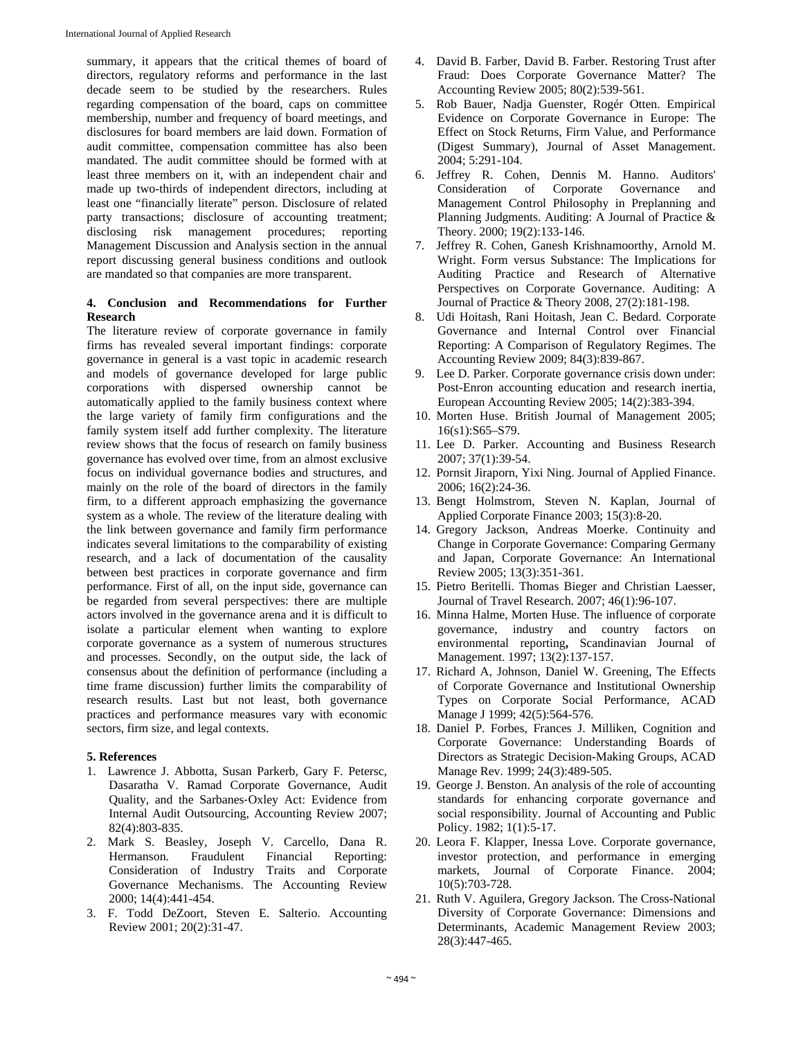summary, it appears that the critical themes of board of directors, regulatory reforms and performance in the last decade seem to be studied by the researchers. Rules regarding compensation of the board, caps on committee membership, number and frequency of board meetings, and disclosures for board members are laid down. Formation of audit committee, compensation committee has also been mandated. The audit committee should be formed with at least three members on it, with an independent chair and made up two-thirds of independent directors, including at least one "financially literate" person. Disclosure of related party transactions; disclosure of accounting treatment; disclosing risk management procedures; reporting Management Discussion and Analysis section in the annual report discussing general business conditions and outlook are mandated so that companies are more transparent.

## 4. Conclusion and Recommendations for Further Research

The literature review of corporate governance in family firms has revealed several important findings: corporate governance in general is a vast topic in academic research and models of governance developed for large public corporations with dispersed ownership cannot be automatically applied to the family business context where the large variety of family firm configurations and the family system itself add further complexity. The literature review shows that the focus of research on family business governance has evolved over time, from an almost exclusive focus on individual governance bodies and structures, and mainly on the role of the board of directors in the family firm, to a different approach emphasizing the governance system as a whole. The review of the literature dealing with the link between governance and family firm performance indicates several limitations to the comparability of existing research, and a lack of documentation of the causality between best practices in corporate governance and firm performance. First of all, on the input side, governance can be regarded from several perspectives: there are multiple actors involved in the governance arena and it is difficult to isolate a particular element when wanting to explore corporate governance as a system of numerous structures and processes. Secondly, on the output side, the lack of consensus about the definition of performance (including a time frame discussion) further limits the comparability of research results. Last but not least, both governance practices and performance measures vary with economic sectors, firm size, and legal contexts.

## 5. References

1. Lawrence J. Abbotta, Susan Parkerb, Gary F. Petersc, Dasaratha V. Ramad Corporate Governance, Audit Quality, and the Sarbanes‐Oxley Act: Evidence from Internal Audit Outsourcing, Accounting Review 2007; 82(4):803-835.
2. Mark S. Beasley, Joseph V. Carcello, Dana R. Hermanson. Fraudulent Financial Reporting: Consideration of Industry Traits and Corporate Governance Mechanisms. The Accounting Review 2000; 14(4):441-454.
3. F. Todd DeZoort, Steven E. Salterio. Accounting Review 2001; 20(2):31-47.
4. David B. Farber, David B. Farber. Restoring Trust after Fraud: Does Corporate Governance Matter? The Accounting Review 2005; 80(2):539-561.
5. Rob Bauer, Nadja Guenster, Rogér Otten. Empirical Evidence on Corporate Governance in Europe: The Effect on Stock Returns, Firm Value, and Performance (Digest Summary), Journal of Asset Management. 2004; 5:291-104.
6. Jeffrey R. Cohen, Dennis M. Hanno. Auditors' Consideration of Corporate Governance and Management Control Philosophy in Preplanning and Planning Judgments. Auditing: A Journal of Practice & Theory. 2000; 19(2):133-146.
7. Jeffrey R. Cohen, Ganesh Krishnamoorthy, Arnold M. Wright. Form versus Substance: The Implications for Auditing Practice and Research of Alternative Perspectives on Corporate Governance. Auditing: A Journal of Practice & Theory 2008, 27(2):181-198.
8. Udi Hoitash, Rani Hoitash, Jean C. Bedard. Corporate Governance and Internal Control over Financial Reporting: A Comparison of Regulatory Regimes. The Accounting Review 2009; 84(3):839-867.
9. Lee D. Parker. Corporate governance crisis down under: Post-Enron accounting education and research inertia, European Accounting Review 2005; 14(2):383-394.
10. Morten Huse. British Journal of Management 2005; 16(s1):S65–S79.
11. Lee D. Parker. Accounting and Business Research 2007; 37(1):39-54.
12. Pornsit Jiraporn, Yixi Ning. Journal of Applied Finance. 2006; 16(2):24-36.
13. Bengt Holmstrom, Steven N. Kaplan, Journal of Applied Corporate Finance 2003; 15(3):8-20.
14. Gregory Jackson, Andreas Moerke. Continuity and Change in Corporate Governance: Comparing Germany and Japan, Corporate Governance: An International Review 2005; 13(3):351-361.
15. Pietro Beritelli. Thomas Bieger and Christian Laesser, Journal of Travel Research. 2007; 46(1):96-107.
16. Minna Halme, Morten Huse. The influence of corporate governance, industry and country factors on environmental reporting**,** Scandinavian Journal of Management. 1997; 13(2):137-157.
17. Richard A, Johnson, Daniel W. Greening, The Effects of Corporate Governance and Institutional Ownership Types on Corporate Social Performance, ACAD Manage J 1999; 42(5):564-576.
18. Daniel P. Forbes, Frances J. Milliken, Cognition and Corporate Governance: Understanding Boards of Directors as Strategic Decision-Making Groups, ACAD Manage Rev. 1999; 24(3):489-505.
19. George J. Benston. An analysis of the role of accounting standards for enhancing corporate governance and social responsibility. Journal of Accounting and Public Policy. 1982; 1(1):5-17.
20. Leora F. Klapper, Inessa Love. Corporate governance, investor protection, and performance in emerging markets, Journal of Corporate Finance. 2004; 10(5):703-728.
21. Ruth V. Aguilera, Gregory Jackson. The Cross-National Diversity of Corporate Governance: Dimensions and Determinants, Academic Management Review 2003; 28(3):447-465.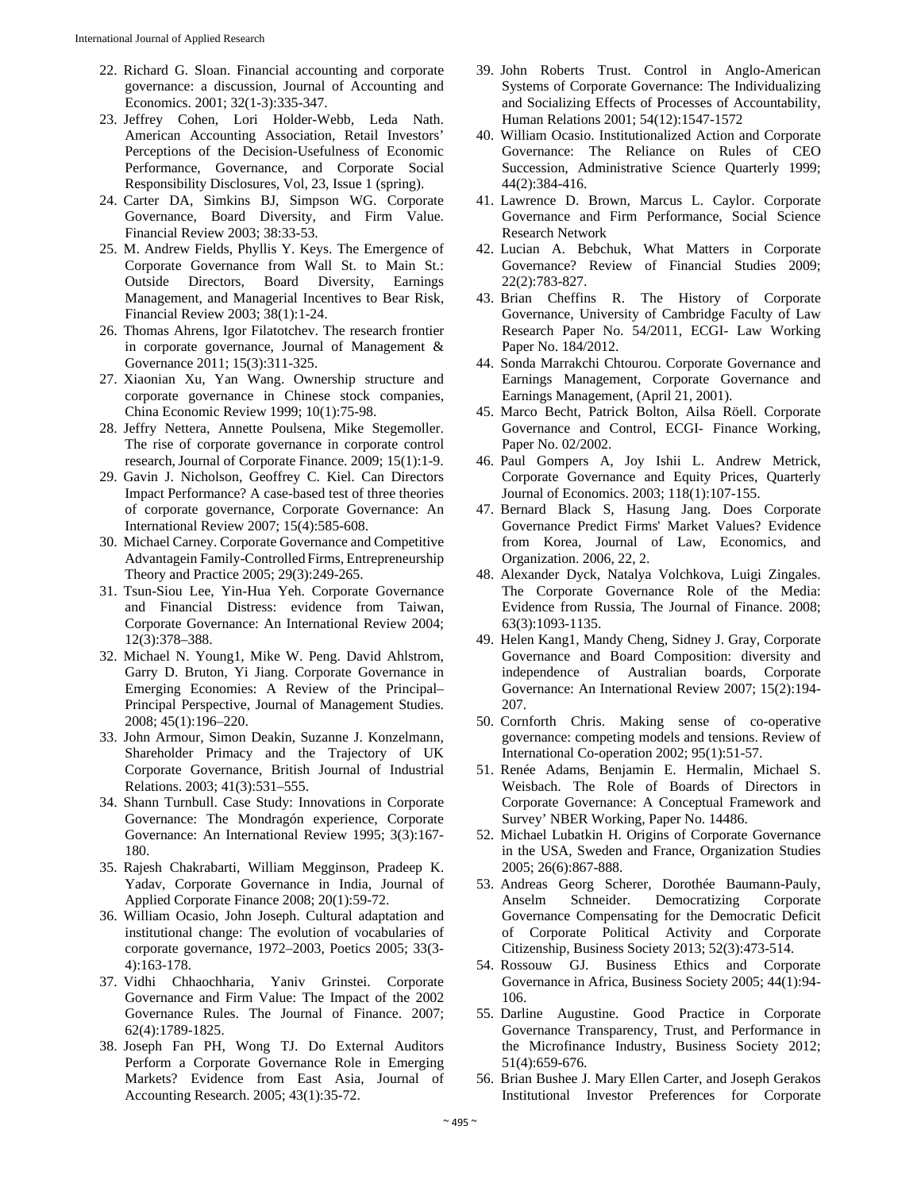22. Richard G. Sloan. Financial accounting and corporate governance: a discussion, Journal of Accounting and Economics. 2001; 32(1-3):335-347.
23. Jeffrey Cohen, Lori Holder-Webb, Leda Nath. American Accounting Association, Retail Investors' Perceptions of the Decision-Usefulness of Economic Performance, Governance, and Corporate Social Responsibility Disclosures, Vol, 23, Issue 1 (spring).
24. Carter DA, Simkins BJ, Simpson WG. Corporate Governance, Board Diversity, and Firm Value. Financial Review 2003; 38:33-53.
25. M. Andrew Fields, Phyllis Y. Keys. The Emergence of Corporate Governance from Wall St. to Main St.: Outside Directors, Board Diversity, Earnings Management, and Managerial Incentives to Bear Risk, Financial Review 2003; 38(1):1-24.
26. Thomas Ahrens, Igor Filatotchev. The research frontier in corporate governance, Journal of Management & Governance 2011; 15(3):311-325.
27. Xiaonian Xu, Yan Wang. Ownership structure and corporate governance in Chinese stock companies, China Economic Review 1999; 10(1):75-98.
28. Jeffry Nettera, Annette Poulsena, Mike Stegemoller. The rise of corporate governance in corporate control research, Journal of Corporate Finance. 2009; 15(1):1-9.
29. Gavin J. Nicholson, Geoffrey C. Kiel. Can Directors Impact Performance? A case-based test of three theories of corporate governance, Corporate Governance: An International Review 2007; 15(4):585-608.
30. Michael Carney. Corporate Governance and Competitive Advantagein Family-Controlled Firms, Entrepreneurship Theory and Practice 2005; 29(3):249-265.
31. Tsun-Siou Lee, Yin-Hua Yeh. Corporate Governance and Financial Distress: evidence from Taiwan, Corporate Governance: An International Review 2004; 12(3):378–388.
32. Michael N. Young1, Mike W. Peng. David Ahlstrom, Garry D. Bruton, Yi Jiang. Corporate Governance in Emerging Economies: A Review of the Principal–Principal Perspective, Journal of Management Studies. 2008; 45(1):196–220.
33. John Armour, Simon Deakin, Suzanne J. Konzelmann, Shareholder Primacy and the Trajectory of UK Corporate Governance, British Journal of Industrial Relations. 2003; 41(3):531–555.
34. Shann Turnbull. Case Study: Innovations in Corporate Governance: The Mondragón experience, Corporate Governance: An International Review 1995; 3(3):167-180.
35. Rajesh Chakrabarti, William Megginson, Pradeep K. Yadav, Corporate Governance in India, Journal of Applied Corporate Finance 2008; 20(1):59-72.
36. William Ocasio, John Joseph. Cultural adaptation and institutional change: The evolution of vocabularies of corporate governance, 1972–2003, Poetics 2005; 33(3-4):163-178.
37. Vidhi Chhaochharia, Yaniv Grinstei. Corporate Governance and Firm Value: The Impact of the 2002 Governance Rules. The Journal of Finance. 2007; 62(4):1789-1825.
38. Joseph Fan PH, Wong TJ. Do External Auditors Perform a Corporate Governance Role in Emerging Markets? Evidence from East Asia, Journal of Accounting Research. 2005; 43(1):35-72.
39. John Roberts Trust. Control in Anglo-American Systems of Corporate Governance: The Individualizing and Socializing Effects of Processes of Accountability, Human Relations 2001; 54(12):1547-1572
40. William Ocasio. Institutionalized Action and Corporate Governance: The Reliance on Rules of CEO Succession, Administrative Science Quarterly 1999; 44(2):384-416.
41. Lawrence D. Brown, Marcus L. Caylor. Corporate Governance and Firm Performance, Social Science Research Network
42. Lucian A. Bebchuk, What Matters in Corporate Governance? Review of Financial Studies 2009; 22(2):783-827.
43. Brian Cheffins R. The History of Corporate Governance, University of Cambridge Faculty of Law Research Paper No. 54/2011, ECGI- Law Working Paper No. 184/2012.
44. Sonda Marrakchi Chtourou. Corporate Governance and Earnings Management, Corporate Governance and Earnings Management, (April 21, 2001).
45. Marco Becht, Patrick Bolton, Ailsa Röell. Corporate Governance and Control, ECGI- Finance Working, Paper No. 02/2002.
46. Paul Gompers A, Joy Ishii L. Andrew Metrick, Corporate Governance and Equity Prices, Quarterly Journal of Economics. 2003; 118(1):107-155.
47. Bernard Black S, Hasung Jang. Does Corporate Governance Predict Firms' Market Values? Evidence from Korea, Journal of Law, Economics, and Organization. 2006, 22, 2.
48. Alexander Dyck, Natalya Volchkova, Luigi Zingales. The Corporate Governance Role of the Media: Evidence from Russia, The Journal of Finance. 2008; 63(3):1093-1135.
49. Helen Kang1, Mandy Cheng, Sidney J. Gray, Corporate Governance and Board Composition: diversity and independence of Australian boards, Corporate Governance: An International Review 2007; 15(2):194-207.
50. Cornforth Chris. Making sense of co-operative governance: competing models and tensions. Review of International Co-operation 2002; 95(1):51-57.
51. Renée Adams, Benjamin E. Hermalin, Michael S. Weisbach. The Role of Boards of Directors in Corporate Governance: A Conceptual Framework and Survey' NBER Working, Paper No. 14486.
52. Michael Lubatkin H. Origins of Corporate Governance in the USA, Sweden and France, Organization Studies 2005; 26(6):867-888.
53. Andreas Georg Scherer, Dorothée Baumann-Pauly, Anselm Schneider. Democratizing Corporate Governance Compensating for the Democratic Deficit of Corporate Political Activity and Corporate Citizenship, Business Society 2013; 52(3):473-514.
54. Rossouw GJ. Business Ethics and Corporate Governance in Africa, Business Society 2005; 44(1):94-106.
55. Darline Augustine. Good Practice in Corporate Governance Transparency, Trust, and Performance in the Microfinance Industry, Business Society 2012; 51(4):659-676.
56. Brian Bushee J. Mary Ellen Carter, and Joseph Gerakos Institutional Investor Preferences for Corporate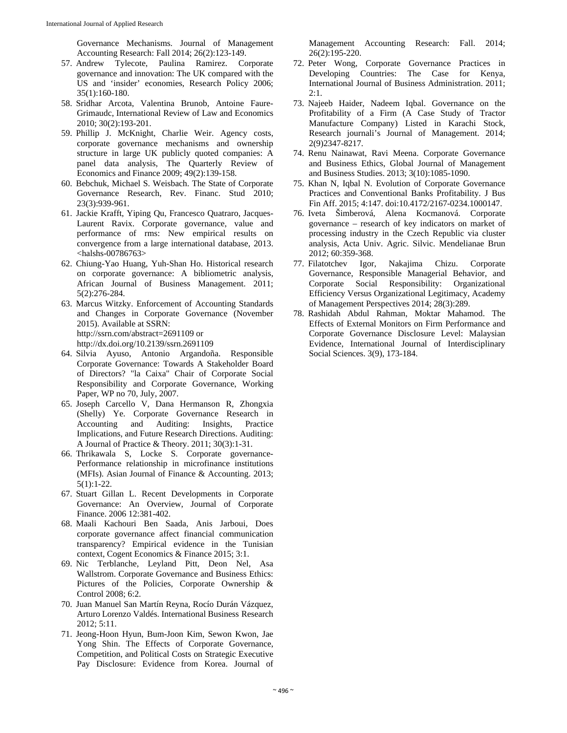Governance Mechanisms. Journal of Management Accounting Research: Fall 2014; 26(2):123-149.

57. Andrew Tylecote, Paulina Ramirez. Corporate governance and innovation: The UK compared with the US and 'insider' economies, Research Policy 2006; 35(1):160-180.
58. Sridhar Arcota, Valentina Brunob, Antoine Faure-Grimaudc, International Review of Law and Economics 2010; 30(2):193-201.
59. Phillip J. McKnight, Charlie Weir. Agency costs, corporate governance mechanisms and ownership structure in large UK publicly quoted companies: A panel data analysis, The Quarterly Review of Economics and Finance 2009; 49(2):139-158.
60. Bebchuk, Michael S. Weisbach. The State of Corporate Governance Research, Rev. Financ. Stud 2010; 23(3):939-961.
61. Jackie Krafft, Yiping Qu, Francesco Quatraro, Jacques-Laurent Ravix. Corporate governance, value and performance of rms: New empirical results on convergence from a large international database, 2013. <halshs-00786763>
62. Chiung-Yao Huang, Yuh-Shan Ho. Historical research on corporate governance: A bibliometric analysis, African Journal of Business Management. 2011; 5(2):276-284.
63. Marcus Witzky. Enforcement of Accounting Standards and Changes in Corporate Governance (November 2015). Available at SSRN: http://ssrn.com/abstract=2691109 or http://dx.doi.org/10.2139/ssrn.2691109
64. Silvia Ayuso, Antonio Argandoña. Responsible Corporate Governance: Towards A Stakeholder Board of Directors? "la Caixa" Chair of Corporate Social Responsibility and Corporate Governance, Working Paper, WP no 70, July, 2007.
65. Joseph Carcello V, Dana Hermanson R, Zhongxia (Shelly) Ye. Corporate Governance Research in Accounting and Auditing: Insights, Practice Implications, and Future Research Directions. Auditing: A Journal of Practice & Theory. 2011; 30(3):1-31.
66. Thrikawala S, Locke S. Corporate governance-Performance relationship in microfinance institutions (MFIs). Asian Journal of Finance & Accounting. 2013; 5(1):1-22.
67. Stuart Gillan L. Recent Developments in Corporate Governance: An Overview, Journal of Corporate Finance. 2006 12:381-402.
68. Maali Kachouri Ben Saada, Anis Jarboui, Does corporate governance affect financial communication transparency? Empirical evidence in the Tunisian context, Cogent Economics & Finance 2015; 3:1.
69. Nic Terblanche, Leyland Pitt, Deon Nel, Asa Wallstrom. Corporate Governance and Business Ethics: Pictures of the Policies, Corporate Ownership & Control 2008; 6:2.
70. Juan Manuel San Martín Reyna, Rocío Durán Vázquez, Arturo Lorenzo Valdés. International Business Research 2012; 5:11.
71. Jeong-Hoon Hyun, Bum-Joon Kim, Sewon Kwon, Jae Yong Shin. The Effects of Corporate Governance, Competition, and Political Costs on Strategic Executive Pay Disclosure: Evidence from Korea. Journal of Management Accounting Research: Fall. 2014; 26(2):195-220.
72. Peter Wong, Corporate Governance Practices in Developing Countries: The Case for Kenya, International Journal of Business Administration. 2011; 2:1.
73. Najeeb Haider, Nadeem Iqbal. Governance on the Profitability of a Firm (A Case Study of Tractor Manufacture Company) Listed in Karachi Stock, Research journali's Journal of Management. 2014; 2(9)2347-8217.
74. Renu Nainawat, Ravi Meena. Corporate Governance and Business Ethics, Global Journal of Management and Business Studies. 2013; 3(10):1085-1090.
75. Khan N, Iqbal N. Evolution of Corporate Governance Practices and Conventional Banks Profitability. J Bus Fin Aff. 2015; 4:147. doi:10.4172/2167-0234.1000147.
76. Iveta Šimberová, Alena Kocmanová. Corporate governance – research of key indicators on market of processing industry in the Czech Republic via cluster analysis, Acta Univ. Agric. Silvic. Mendelianae Brun 2012; 60:359-368.
77. Filatotchev Igor, Nakajima Chizu. Corporate Governance, Responsible Managerial Behavior, and Corporate Social Responsibility: Organizational Efficiency Versus Organizational Legitimacy, Academy of Management Perspectives 2014; 28(3):289.
78. Rashidah Abdul Rahman, Moktar Mahamod. The Effects of External Monitors on Firm Performance and Corporate Governance Disclosure Level: Malaysian Evidence, International Journal of Interdisciplinary Social Sciences. 3(9), 173-184.